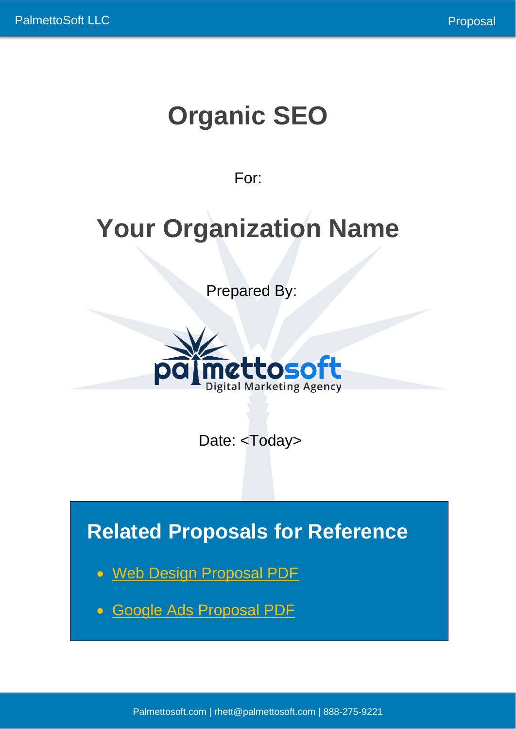# Organic SEO

For:

# Your Organization Name

Prepared By:

palmettosoft
Digital Marketing Agency

Date: <Today>

## Related Proposals for Reference

- Web Design Proposal PDF
- Google Ads Proposal PDF

Palmettosoft.com | rhett@palmettosoft.com | 888-275-9221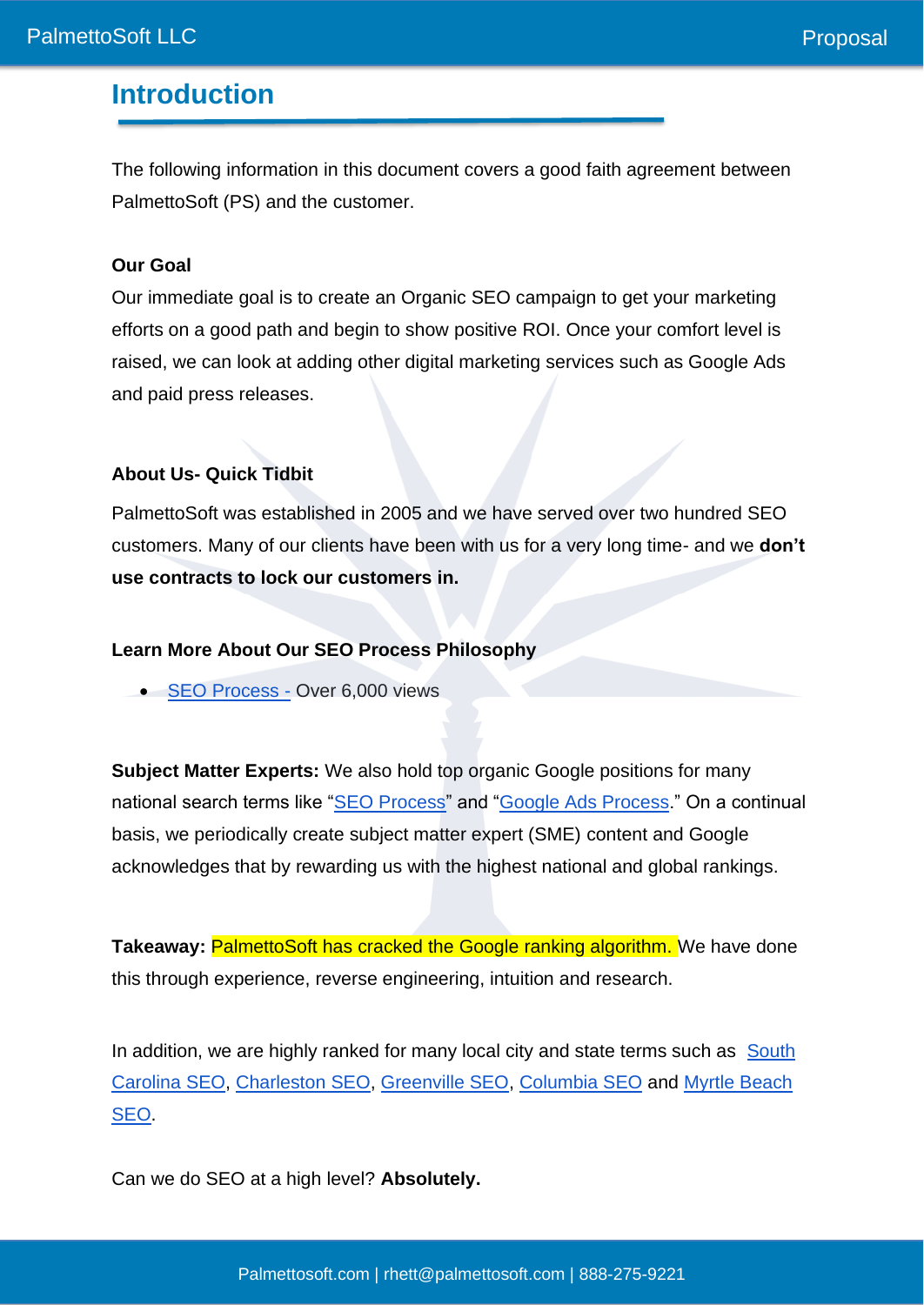# Introduction

The following information in this document covers a good faith agreement between PalmettoSoft (PS) and the customer.

**Our Goal**

Our immediate goal is to create an Organic SEO campaign to get your marketing efforts on a good path and begin to show positive ROI. Once your comfort level is raised, we can look at adding other digital marketing services such as Google Ads and paid press releases.

**About Us- Quick Tidbit**

PalmettoSoft was established in 2005 and we have served over two hundred SEO customers. Many of our clients have been with us for a very long time- and we **don't use contracts to lock our customers in.**

**Learn More About Our SEO Process Philosophy**

- SEO Process - Over 6,000 views

**Subject Matter Experts:** We also hold top organic Google positions for many national search terms like "SEO Process" and "Google Ads Process." On a continual basis, we periodically create subject matter expert (SME) content and Google acknowledges that by rewarding us with the highest national and global rankings.

**Takeaway:** PalmettoSoft has cracked the Google ranking algorithm. We have done this through experience, reverse engineering, intuition and research.

In addition, we are highly ranked for many local city and state terms such as South Carolina SEO, Charleston SEO, Greenville SEO, Columbia SEO and Myrtle Beach SEO.

Can we do SEO at a high level? **Absolutely.**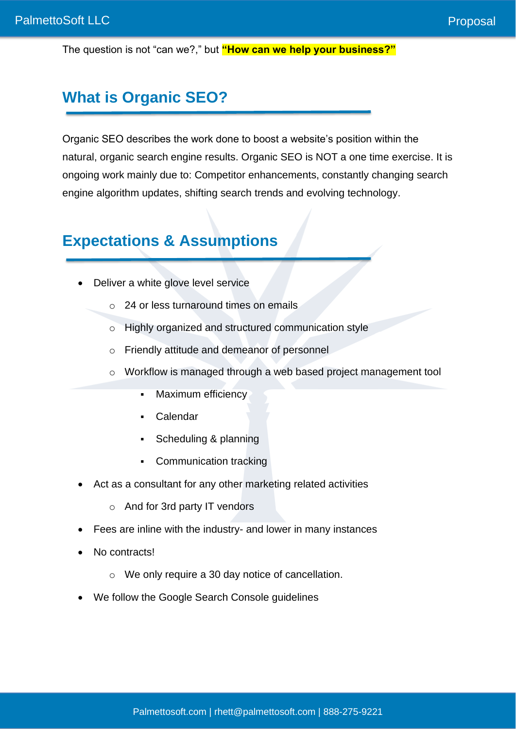The question is not “can we?,” but **“How can we help your business?”**

## What is Organic SEO?

Organic SEO describes the work done to boost a website’s position within the natural, organic search engine results. Organic SEO is NOT a one time exercise. It is ongoing work mainly due to: Competitor enhancements, constantly changing search engine algorithm updates, shifting search trends and evolving technology.

## Expectations & Assumptions

- Deliver a white glove level service
  - 24 or less turnaround times on emails
  - Highly organized and structured communication style
  - Friendly attitude and demeanor of personnel
  - Workflow is managed through a web based project management tool
    - Maximum efficiency
    - Calendar
    - Scheduling & planning
    - Communication tracking
- Act as a consultant for any other marketing related activities
  - And for 3rd party IT vendors
- Fees are inline with the industry- and lower in many instances
- No contracts!
  - We only require a 30 day notice of cancellation.
- We follow the Google Search Console guidelines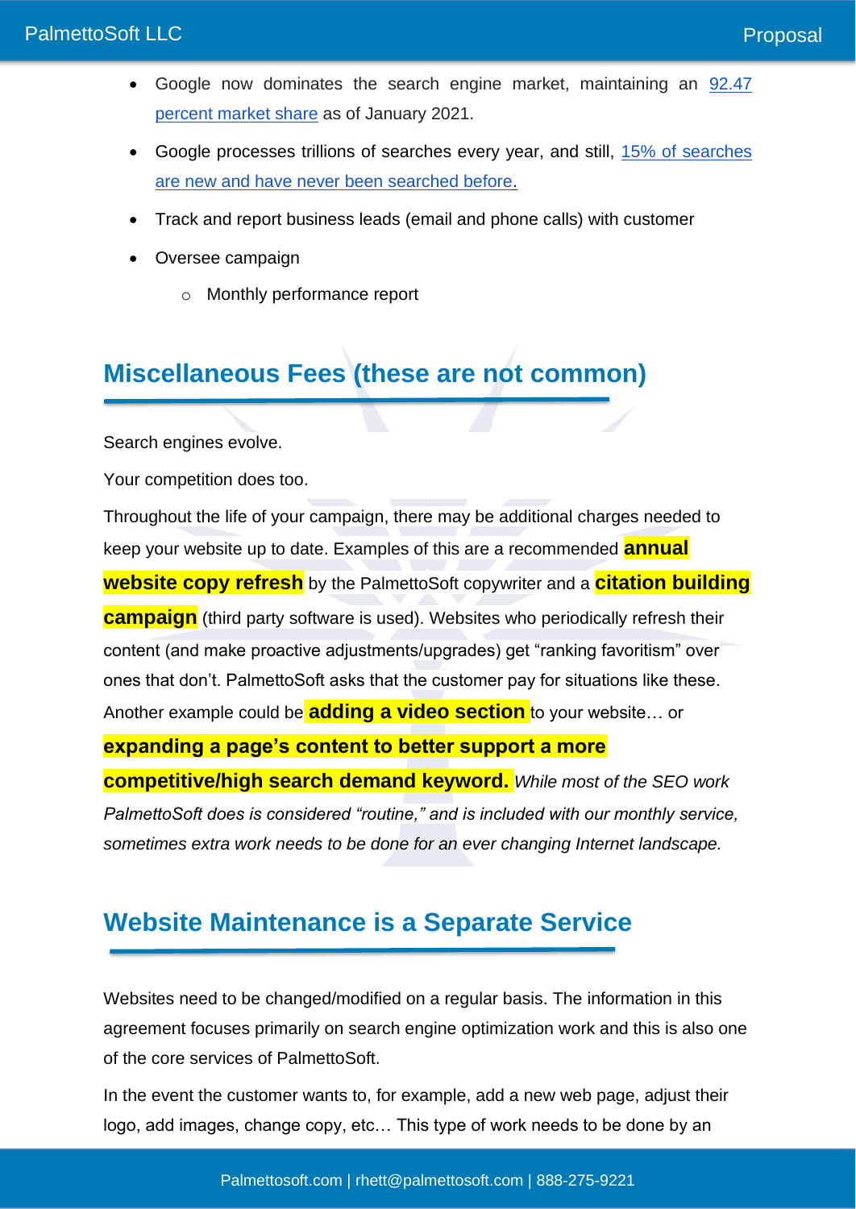- Google now dominates the search engine market, maintaining an 92.47 percent market share as of January 2021.
- Google processes trillions of searches every year, and still, 15% of searches are new and have never been searched before.
- Track and report business leads (email and phone calls) with customer
- Oversee campaign
    - Monthly performance report

## Miscellaneous Fees (these are not common)

Search engines evolve.

Your competition does too.

Throughout the life of your campaign, there may be additional charges needed to keep your website up to date. Examples of this are a recommended **annual website copy refresh** by the PalmettoSoft copywriter and a **citation building campaign** (third party software is used). Websites who periodically refresh their content (and make proactive adjustments/upgrades) get "ranking favoritism" over ones that don't. PalmettoSoft asks that the customer pay for situations like these. Another example could be **adding a video section** to your website… or **expanding a page's content to better support a more competitive/high search demand keyword.** *While most of the SEO work PalmettoSoft does is considered "routine," and is included with our monthly service, sometimes extra work needs to be done for an ever changing Internet landscape.*

## Website Maintenance is a Separate Service

Websites need to be changed/modified on a regular basis. The information in this agreement focuses primarily on search engine optimization work and this is also one of the core services of PalmettoSoft.

In the event the customer wants to, for example, add a new web page, adjust their logo, add images, change copy, etc… This type of work needs to be done by an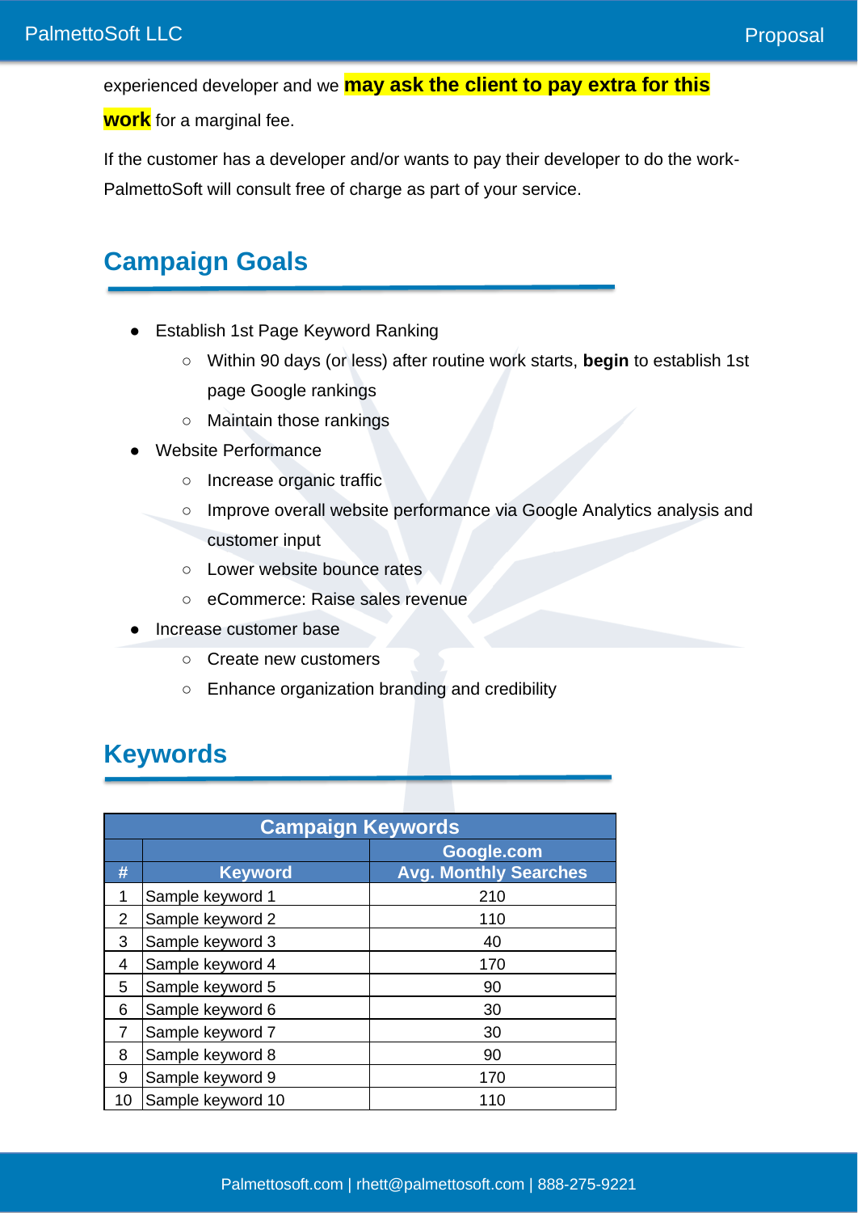experienced developer and we **may ask the client to pay extra for this work** for a marginal fee.

If the customer has a developer and/or wants to pay their developer to do the work- PalmettoSoft will consult free of charge as part of your service.

## Campaign Goals

- Establish 1st Page Keyword Ranking
  - Within 90 days (or less) after routine work starts, **begin** to establish 1st page Google rankings
  - Maintain those rankings
- Website Performance
  - Increase organic traffic
  - Improve overall website performance via Google Analytics analysis and customer input
  - Lower website bounce rates
  - eCommerce: Raise sales revenue
- Increase customer base
  - Create new customers
  - Enhance organization branding and credibility

## Keywords

| Campaign Keywords | | |
|---|---|---|
| | | Google.com |
| # | Keyword | Avg. Monthly Searches |
| 1 | Sample keyword 1 | 210 |
| 2 | Sample keyword 2 | 110 |
| 3 | Sample keyword 3 | 40 |
| 4 | Sample keyword 4 | 170 |
| 5 | Sample keyword 5 | 90 |
| 6 | Sample keyword 6 | 30 |
| 7 | Sample keyword 7 | 30 |
| 8 | Sample keyword 8 | 90 |
| 9 | Sample keyword 9 | 170 |
| 10 | Sample keyword 10 | 110 |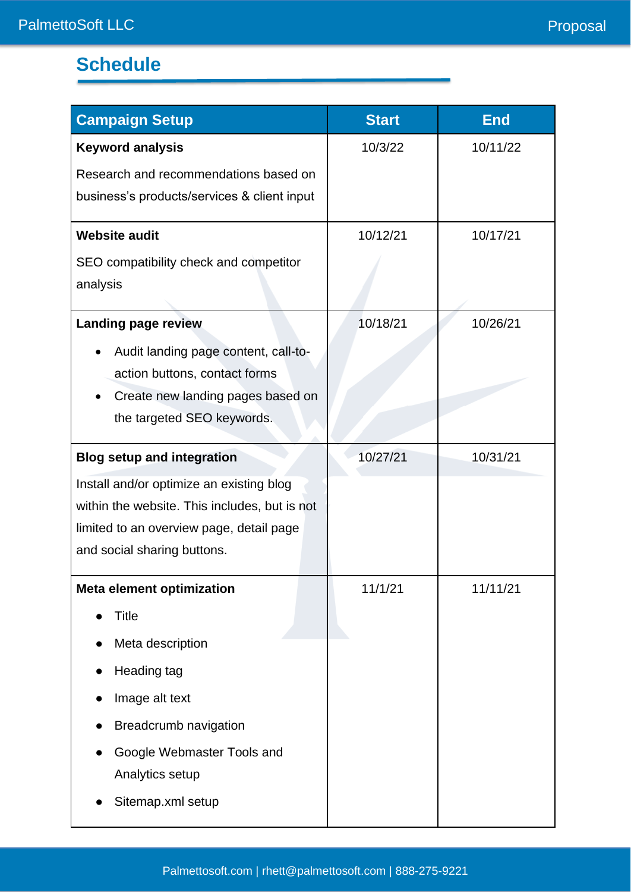## Schedule

| Campaign Setup | Start | End |
|---|---|---|
| **Keyword analysis**<br><br>Research and recommendations based on business's products/services & client input | 10/3/22 | 10/11/22 |
| **Website audit**<br><br>SEO compatibility check and competitor analysis | 10/12/21 | 10/17/21 |
| **Landing page review**<br><br>• Audit landing page content, call-to-action buttons, contact forms<br>• Create new landing pages based on the targeted SEO keywords. | 10/18/21 | 10/26/21 |
| **Blog setup and integration**<br><br>Install and/or optimize an existing blog within the website. This includes, but is not limited to an overview page, detail page and social sharing buttons. | 10/27/21 | 10/31/21 |
| **Meta element optimization**<br><br>• Title<br>• Meta description<br>• Heading tag<br>• Image alt text<br>• Breadcrumb navigation<br>• Google Webmaster Tools and Analytics setup<br>• Sitemap.xml setup | 11/1/21 | 11/11/21 |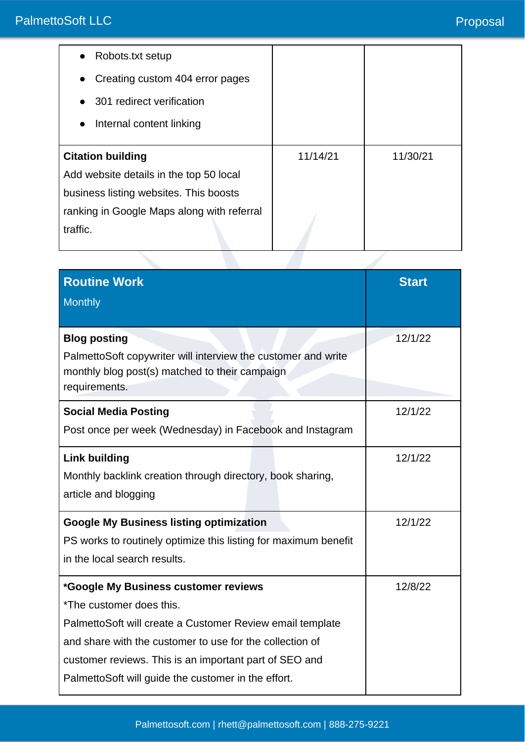| | | |
|---|---|---|
| • Robots.txt setup<br>• Creating custom 404 error pages<br>• 301 redirect verification<br>• Internal content linking | | |
| **Citation building**<br>Add website details in the top 50 local business listing websites. This boosts ranking in Google Maps along with referral traffic. | 11/14/21 | 11/30/21 |

| **Routine Work**<br>Monthly | **Start** |
|---|---|
| **Blog posting**<br>PalmettoSoft copywriter will interview the customer and write monthly blog post(s) matched to their campaign requirements. | 12/1/22 |
| **Social Media Posting**<br>Post once per week (Wednesday) in Facebook and Instagram | 12/1/22 |
| **Link building**<br>Monthly backlink creation through directory, book sharing, article and blogging | 12/1/22 |
| **Google My Business listing optimization**<br>PS works to routinely optimize this listing for maximum benefit in the local search results. | 12/1/22 |
| ***Google My Business customer reviews**<br>*The customer does this.<br>PalmettoSoft will create a Customer Review email template and share with the customer to use for the collection of customer reviews. This is an important part of SEO and PalmettoSoft will guide the customer in the effort. | 12/8/22 |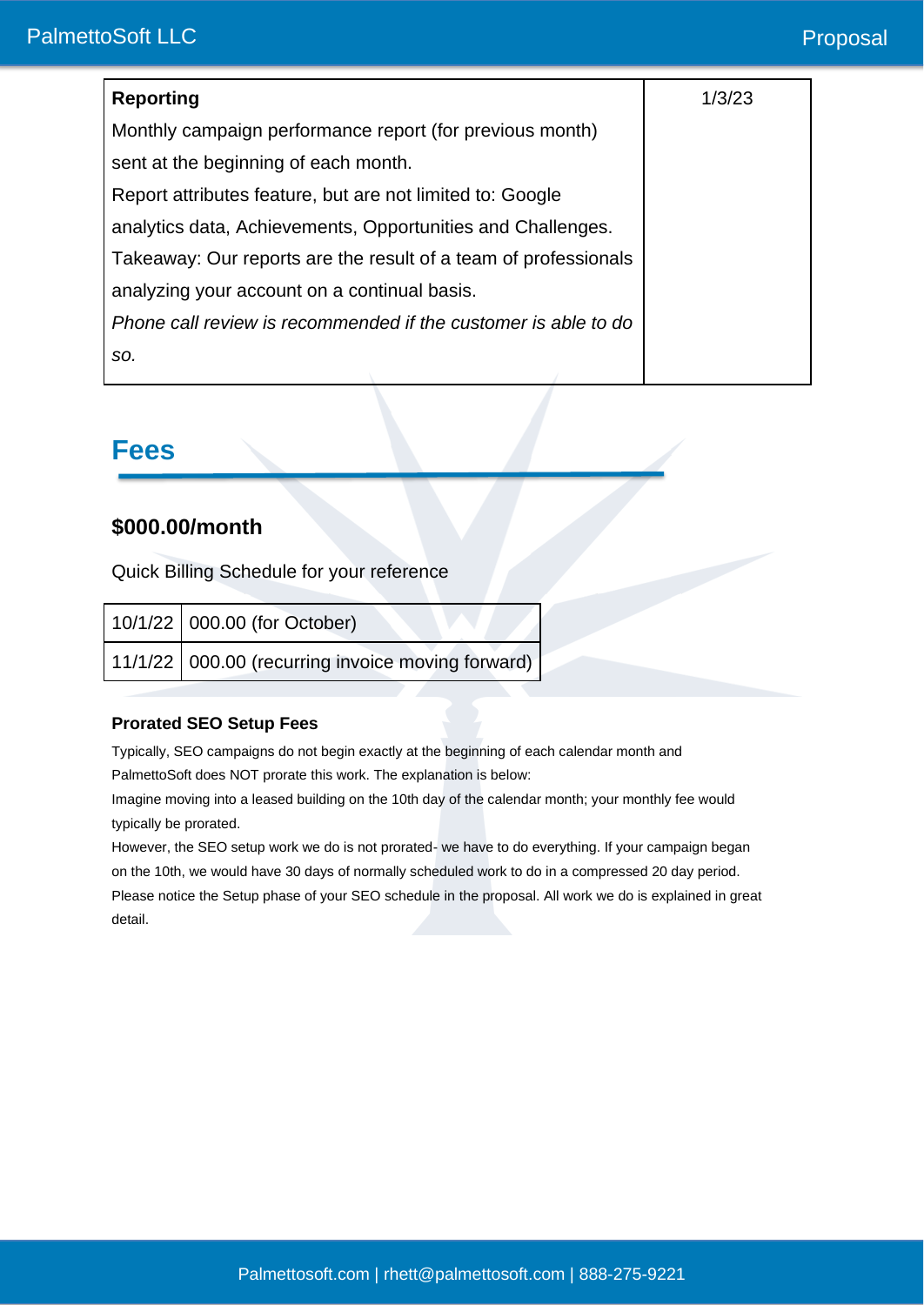| | |
|---|---|
| **Reporting**<br>Monthly campaign performance report (for previous month) sent at the beginning of each month.<br>Report attributes feature, but are not limited to: Google analytics data, Achievements, Opportunities and Challenges.<br>Takeaway: Our reports are the result of a team of professionals analyzing your account on a continual basis.<br>*Phone call review is recommended if the customer is able to do so.* | 1/3/23 |

## Fees

### $000.00/month

Quick Billing Schedule for your reference

| | |
|---|---|
| 10/1/22 | 000.00 (for October) |
| 11/1/22 | 000.00 (recurring invoice moving forward) |

**Prorated SEO Setup Fees**

Typically, SEO campaigns do not begin exactly at the beginning of each calendar month and PalmettoSoft does NOT prorate this work. The explanation is below:

Imagine moving into a leased building on the 10th day of the calendar month; your monthly fee would typically be prorated.

However, the SEO setup work we do is not prorated- we have to do everything. If your campaign began on the 10th, we would have 30 days of normally scheduled work to do in a compressed 20 day period.

Please notice the Setup phase of your SEO schedule in the proposal. All work we do is explained in great detail.